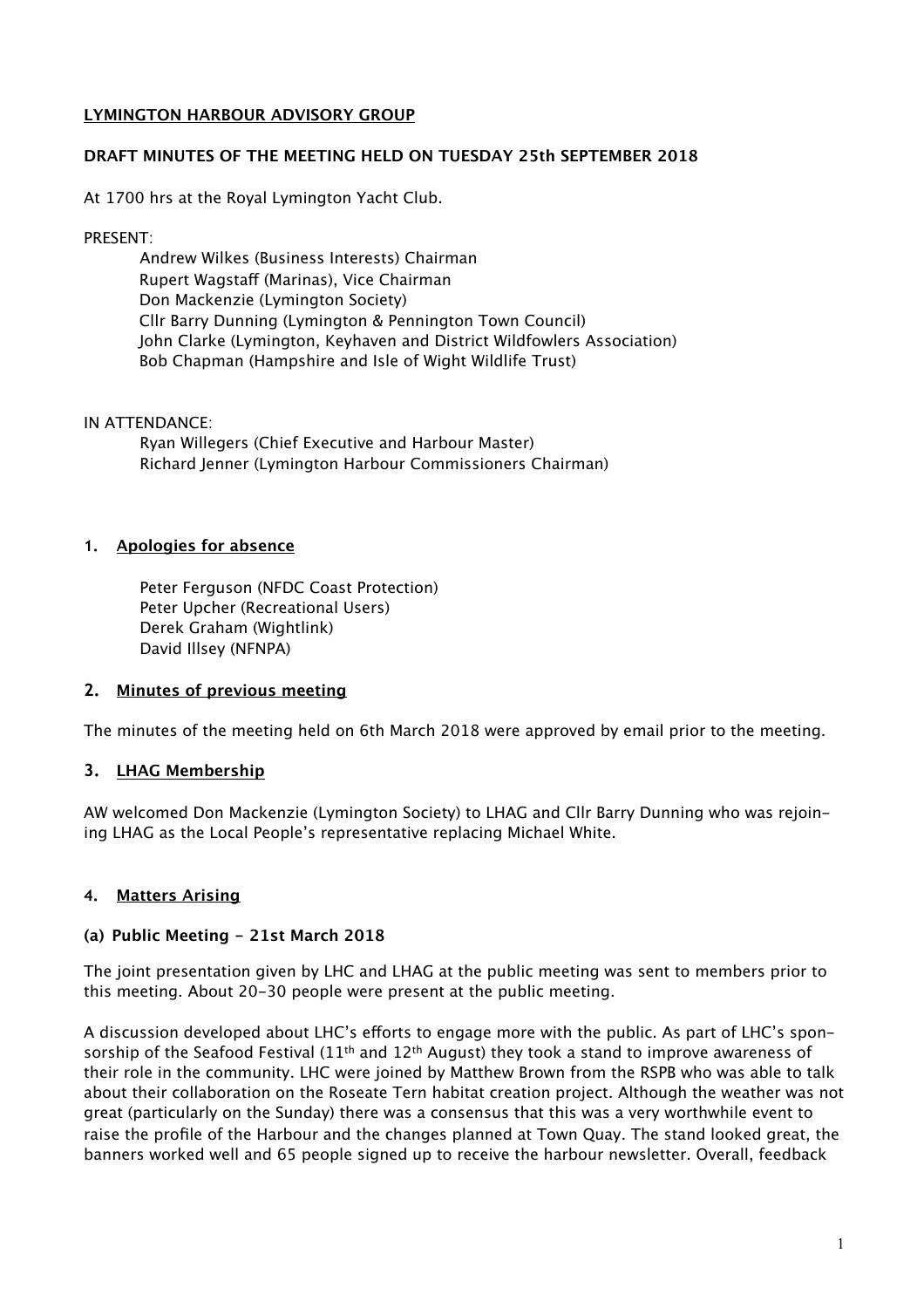**LYMINGTON HARBOUR ADVISORY GROUP**

**DRAFT MINUTES OF THE MEETING HELD ON TUESDAY 25th SEPTEMBER 2018**

At 1700 hrs at the Royal Lymington Yacht Club.

PRESENT:

Andrew Wilkes (Business Interests) Chairman
Rupert Wagstaff (Marinas), Vice Chairman
Don Mackenzie (Lymington Society)
Cllr Barry Dunning (Lymington & Pennington Town Council)
John Clarke (Lymington, Keyhaven and District Wildfowlers Association)
Bob Chapman (Hampshire and Isle of Wight Wildlife Trust)

IN ATTENDANCE:

Ryan Willegers (Chief Executive and Harbour Master)
Richard Jenner (Lymington Harbour Commissioners Chairman)

## 1. Apologies for absence

Peter Ferguson (NFDC Coast Protection)
Peter Upcher (Recreational Users)
Derek Graham (Wightlink)
David Illsey (NFNPA)

## 2. Minutes of previous meeting

The minutes of the meeting held on 6th March 2018 were approved by email prior to the meeting.

## 3. LHAG Membership

AW welcomed Don Mackenzie (Lymington Society) to LHAG and Cllr Barry Dunning who was rejoining LHAG as the Local People's representative replacing Michael White.

## 4. Matters Arising

### (a) Public Meeting - 21st March 2018

The joint presentation given by LHC and LHAG at the public meeting was sent to members prior to this meeting. About 20-30 people were present at the public meeting.

A discussion developed about LHC's efforts to engage more with the public. As part of LHC's sponsorship of the Seafood Festival (11th and 12th August) they took a stand to improve awareness of their role in the community. LHC were joined by Matthew Brown from the RSPB who was able to talk about their collaboration on the Roseate Tern habitat creation project. Although the weather was not great (particularly on the Sunday) there was a consensus that this was a very worthwhile event to raise the profile of the Harbour and the changes planned at Town Quay. The stand looked great, the banners worked well and 65 people signed up to receive the harbour newsletter. Overall, feedback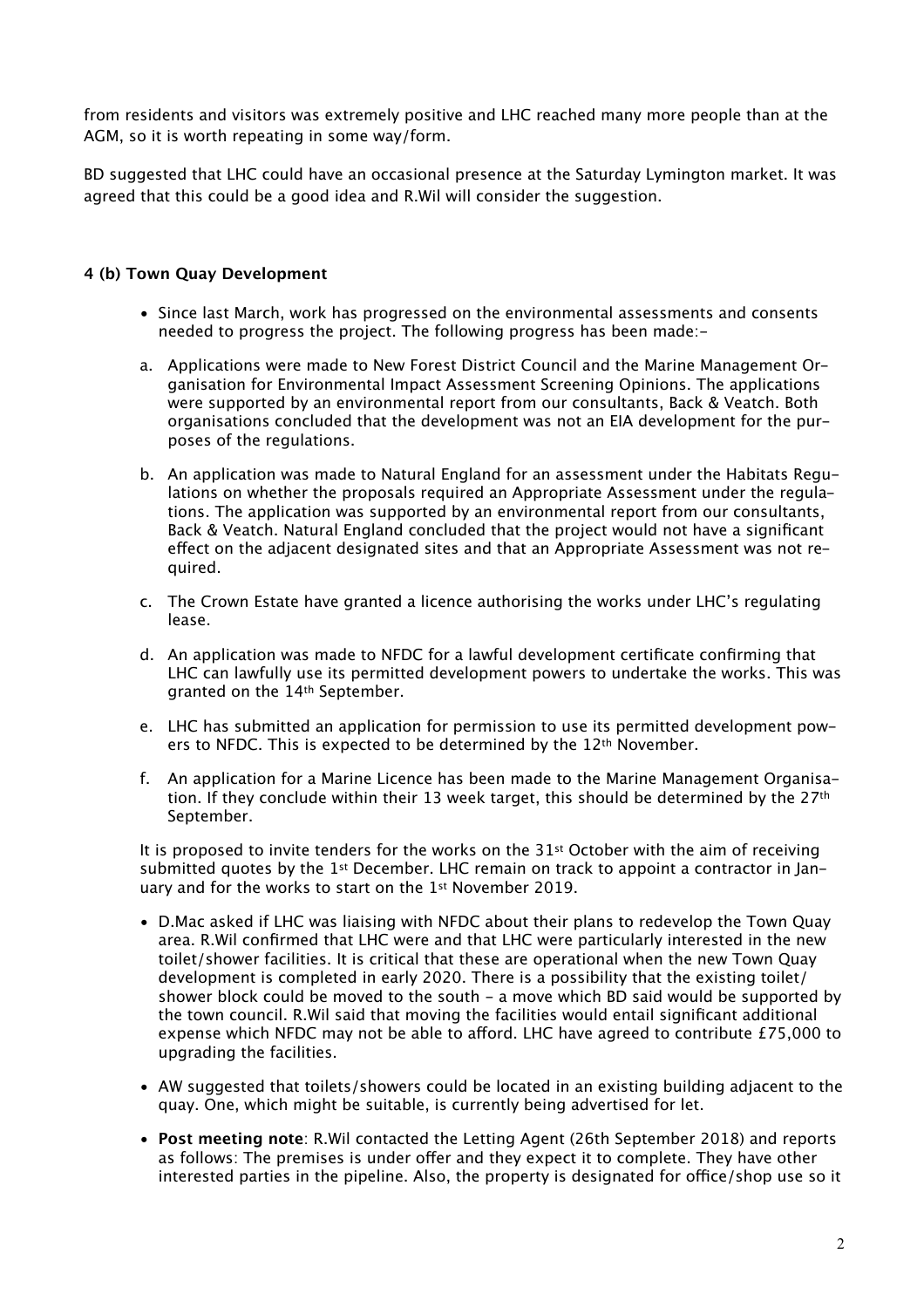from residents and visitors was extremely positive and LHC reached many more people than at the AGM, so it is worth repeating in some way/form.

BD suggested that LHC could have an occasional presence at the Saturday Lymington market. It was agreed that this could be a good idea and R.Wil will consider the suggestion.

#### 4 (b) Town Quay Development

- Since last March, work has progressed on the environmental assessments and consents needed to progress the project. The following progress has been made:-

a. Applications were made to New Forest District Council and the Marine Management Organisation for Environmental Impact Assessment Screening Opinions. The applications were supported by an environmental report from our consultants, Back & Veatch. Both organisations concluded that the development was not an EIA development for the purposes of the regulations.

b. An application was made to Natural England for an assessment under the Habitats Regulations on whether the proposals required an Appropriate Assessment under the regulations. The application was supported by an environmental report from our consultants, Back & Veatch. Natural England concluded that the project would not have a significant effect on the adjacent designated sites and that an Appropriate Assessment was not required.

c. The Crown Estate have granted a licence authorising the works under LHC's regulating lease.

d. An application was made to NFDC for a lawful development certificate confirming that LHC can lawfully use its permitted development powers to undertake the works. This was granted on the 14th September.

e. LHC has submitted an application for permission to use its permitted development powers to NFDC. This is expected to be determined by the 12th November.

f. An application for a Marine Licence has been made to the Marine Management Organisation. If they conclude within their 13 week target, this should be determined by the 27th September.

It is proposed to invite tenders for the works on the 31st October with the aim of receiving submitted quotes by the 1st December. LHC remain on track to appoint a contractor in January and for the works to start on the 1st November 2019.

- D.Mac asked if LHC was liaising with NFDC about their plans to redevelop the Town Quay area. R.Wil confirmed that LHC were and that LHC were particularly interested in the new toilet/shower facilities. It is critical that these are operational when the new Town Quay development is completed in early 2020. There is a possibility that the existing toilet/shower block could be moved to the south - a move which BD said would be supported by the town council. R.Wil said that moving the facilities would entail significant additional expense which NFDC may not be able to afford. LHC have agreed to contribute £75,000 to upgrading the facilities.
- AW suggested that toilets/showers could be located in an existing building adjacent to the quay. One, which might be suitable, is currently being advertised for let.
- **Post meeting note**: R.Wil contacted the Letting Agent (26th September 2018) and reports as follows: The premises is under offer and they expect it to complete. They have other interested parties in the pipeline. Also, the property is designated for office/shop use so it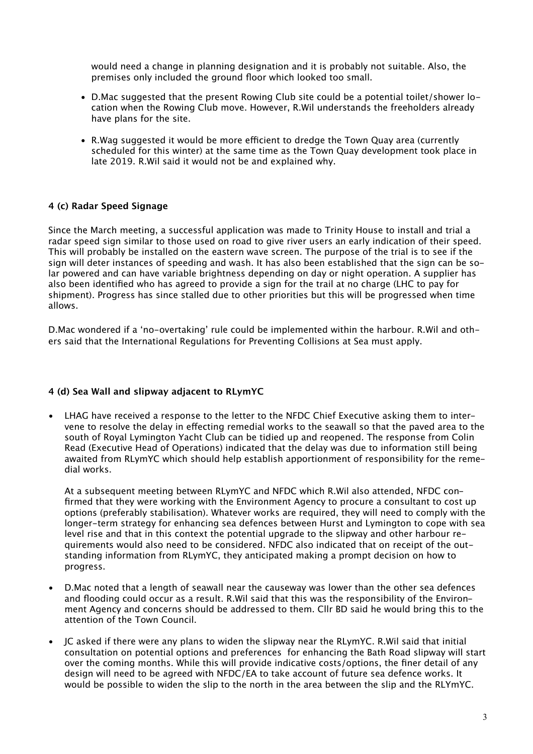would need a change in planning designation and it is probably not suitable. Also, the premises only included the ground floor which looked too small.

- D.Mac suggested that the present Rowing Club site could be a potential toilet/shower location when the Rowing Club move. However, R.Wil understands the freeholders already have plans for the site.
- R.Wag suggested it would be more efficient to dredge the Town Quay area (currently scheduled for this winter) at the same time as the Town Quay development took place in late 2019. R.Wil said it would not be and explained why.

### 4 (c) Radar Speed Signage

Since the March meeting, a successful application was made to Trinity House to install and trial a radar speed sign similar to those used on road to give river users an early indication of their speed. This will probably be installed on the eastern wave screen. The purpose of the trial is to see if the sign will deter instances of speeding and wash. It has also been established that the sign can be solar powered and can have variable brightness depending on day or night operation. A supplier has also been identified who has agreed to provide a sign for the trail at no charge (LHC to pay for shipment). Progress has since stalled due to other priorities but this will be progressed when time allows.

D.Mac wondered if a 'no-overtaking' rule could be implemented within the harbour. R.Wil and others said that the International Regulations for Preventing Collisions at Sea must apply.

### 4 (d) Sea Wall and slipway adjacent to RLymYC

- LHAG have received a response to the letter to the NFDC Chief Executive asking them to intervene to resolve the delay in effecting remedial works to the seawall so that the paved area to the south of Royal Lymington Yacht Club can be tidied up and reopened. The response from Colin Read (Executive Head of Operations) indicated that the delay was due to information still being awaited from RLymYC which should help establish apportionment of responsibility for the remedial works.

  At a subsequent meeting between RLymYC and NFDC which R.Wil also attended, NFDC confirmed that they were working with the Environment Agency to procure a consultant to cost up options (preferably stabilisation). Whatever works are required, they will need to comply with the longer-term strategy for enhancing sea defences between Hurst and Lymington to cope with sea level rise and that in this context the potential upgrade to the slipway and other harbour requirements would also need to be considered. NFDC also indicated that on receipt of the outstanding information from RLymYC, they anticipated making a prompt decision on how to progress.

- D.Mac noted that a length of seawall near the causeway was lower than the other sea defences and flooding could occur as a result. R.Wil said that this was the responsibility of the Environment Agency and concerns should be addressed to them. Cllr BD said he would bring this to the attention of the Town Council.
- JC asked if there were any plans to widen the slipway near the RLymYC. R.Wil said that initial consultation on potential options and preferences for enhancing the Bath Road slipway will start over the coming months. While this will provide indicative costs/options, the finer detail of any design will need to be agreed with NFDC/EA to take account of future sea defence works. It would be possible to widen the slip to the north in the area between the slip and the RLYmYC.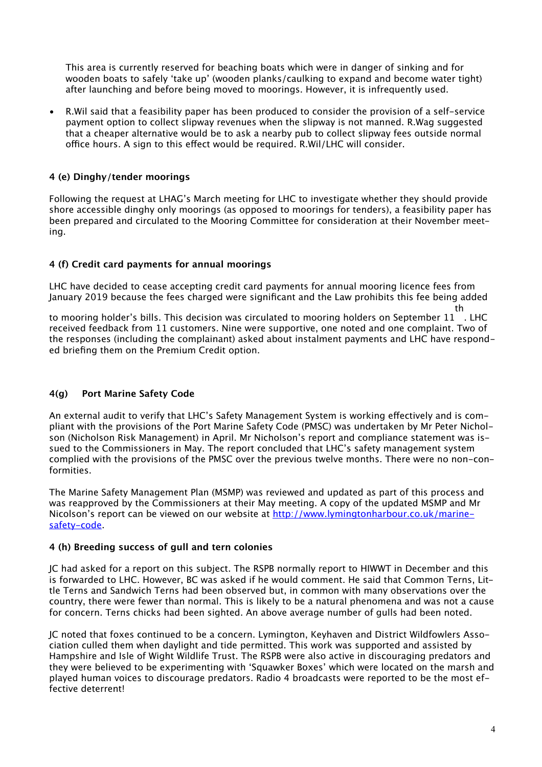This area is currently reserved for beaching boats which were in danger of sinking and for wooden boats to safely 'take up' (wooden planks/caulking to expand and become water tight) after launching and before being moved to moorings. However, it is infrequently used.

- R.Wil said that a feasibility paper has been produced to consider the provision of a self-service payment option to collect slipway revenues when the slipway is not manned. R.Wag suggested that a cheaper alternative would be to ask a nearby pub to collect slipway fees outside normal office hours. A sign to this effect would be required. R.Wil/LHC will consider.

### 4 (e) Dinghy/tender moorings

Following the request at LHAG's March meeting for LHC to investigate whether they should provide shore accessible dinghy only moorings (as opposed to moorings for tenders), a feasibility paper has been prepared and circulated to the Mooring Committee for consideration at their November meeting.

### 4 (f) Credit card payments for annual moorings

LHC have decided to cease accepting credit card payments for annual mooring licence fees from January 2019 because the fees charged were significant and the Law prohibits this fee being added to mooring holder's bills. This decision was circulated to mooring holders on September 11th. LHC received feedback from 11 customers. Nine were supportive, one noted and one complaint. Two of the responses (including the complainant) asked about instalment payments and LHC have responded briefing them on the Premium Credit option.

### 4(g) Port Marine Safety Code

An external audit to verify that LHC's Safety Management System is working effectively and is compliant with the provisions of the Port Marine Safety Code (PMSC) was undertaken by Mr Peter Nicholson (Nicholson Risk Management) in April. Mr Nicholson's report and compliance statement was issued to the Commissioners in May. The report concluded that LHC's safety management system complied with the provisions of the PMSC over the previous twelve months. There were no non-conformities.

The Marine Safety Management Plan (MSMP) was reviewed and updated as part of this process and was reapproved by the Commissioners at their May meeting. A copy of the updated MSMP and Mr Nicolson's report can be viewed on our website at [http://www.lymingtonharbour.co.uk/marine-safety-code](http://www.lymingtonharbour.co.uk/marine-safety-code).

### 4 (h) Breeding success of gull and tern colonies

JC had asked for a report on this subject. The RSPB normally report to HIWWT in December and this is forwarded to LHC. However, BC was asked if he would comment. He said that Common Terns, Little Terns and Sandwich Terns had been observed but, in common with many observations over the country, there were fewer than normal. This is likely to be a natural phenomena and was not a cause for concern. Terns chicks had been sighted. An above average number of gulls had been noted.

JC noted that foxes continued to be a concern. Lymington, Keyhaven and District Wildfowlers Association culled them when daylight and tide permitted. This work was supported and assisted by Hampshire and Isle of Wight Wildlife Trust. The RSPB were also active in discouraging predators and they were believed to be experimenting with 'Squawker Boxes' which were located on the marsh and played human voices to discourage predators. Radio 4 broadcasts were reported to be the most effective deterrent!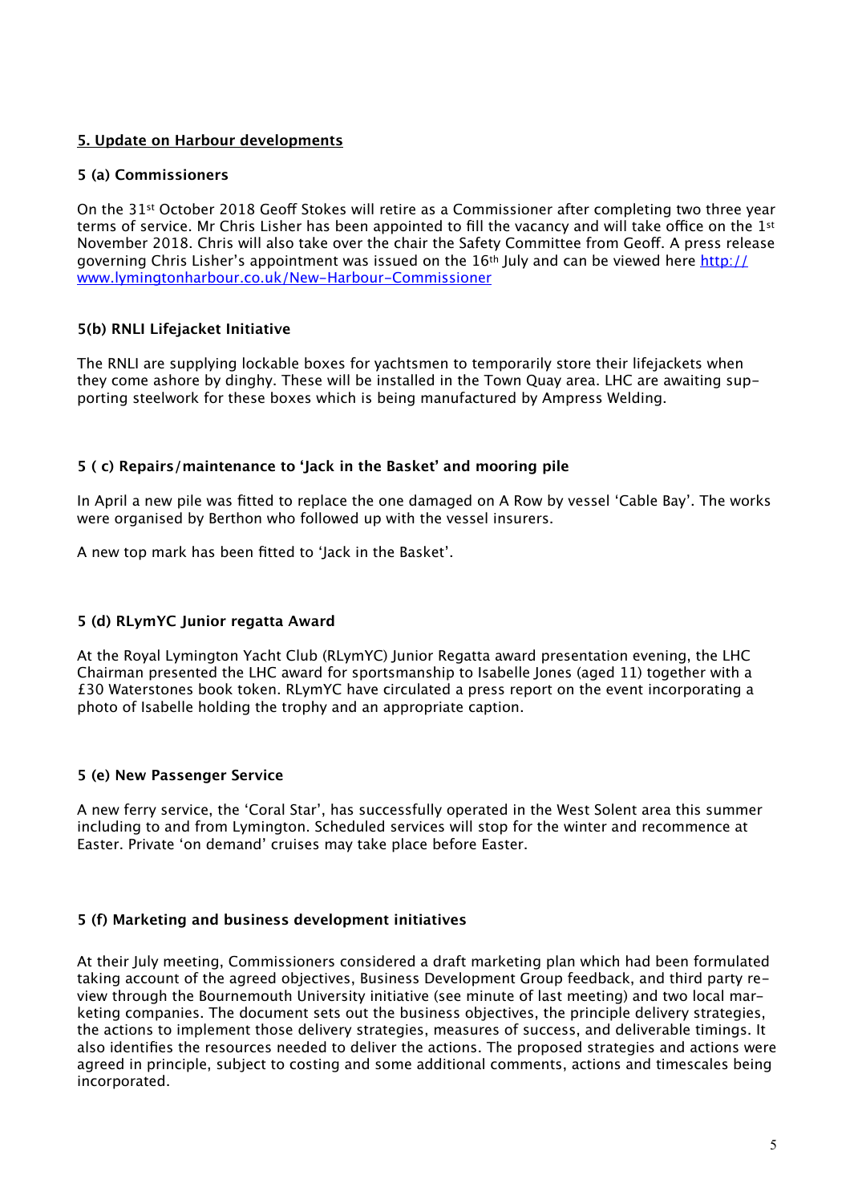## 5. Update on Harbour developments

### 5 (a) Commissioners

On the 31st October 2018 Geoff Stokes will retire as a Commissioner after completing two three year terms of service. Mr Chris Lisher has been appointed to fill the vacancy and will take office on the 1st November 2018. Chris will also take over the chair the Safety Committee from Geoff. A press release governing Chris Lisher's appointment was issued on the 16th July and can be viewed here [http://www.lymingtonharbour.co.uk/New-Harbour-Commissioner](http://www.lymingtonharbour.co.uk/New-Harbour-Commissioner)

### 5(b) RNLI Lifejacket Initiative

The RNLI are supplying lockable boxes for yachtsmen to temporarily store their lifejackets when they come ashore by dinghy. These will be installed in the Town Quay area. LHC are awaiting supporting steelwork for these boxes which is being manufactured by Ampress Welding.

### 5 ( c) Repairs/maintenance to 'Jack in the Basket' and mooring pile

In April a new pile was fitted to replace the one damaged on A Row by vessel 'Cable Bay'. The works were organised by Berthon who followed up with the vessel insurers.

A new top mark has been fitted to 'Jack in the Basket'.

### 5 (d) RLymYC Junior regatta Award

At the Royal Lymington Yacht Club (RLymYC) Junior Regatta award presentation evening, the LHC Chairman presented the LHC award for sportsmanship to Isabelle Jones (aged 11) together with a £30 Waterstones book token. RLymYC have circulated a press report on the event incorporating a photo of Isabelle holding the trophy and an appropriate caption.

### 5 (e) New Passenger Service

A new ferry service, the 'Coral Star', has successfully operated in the West Solent area this summer including to and from Lymington. Scheduled services will stop for the winter and recommence at Easter. Private 'on demand' cruises may take place before Easter.

### 5 (f) Marketing and business development initiatives

At their July meeting, Commissioners considered a draft marketing plan which had been formulated taking account of the agreed objectives, Business Development Group feedback, and third party review through the Bournemouth University initiative (see minute of last meeting) and two local marketing companies. The document sets out the business objectives, the principle delivery strategies, the actions to implement those delivery strategies, measures of success, and deliverable timings. It also identifies the resources needed to deliver the actions. The proposed strategies and actions were agreed in principle, subject to costing and some additional comments, actions and timescales being incorporated.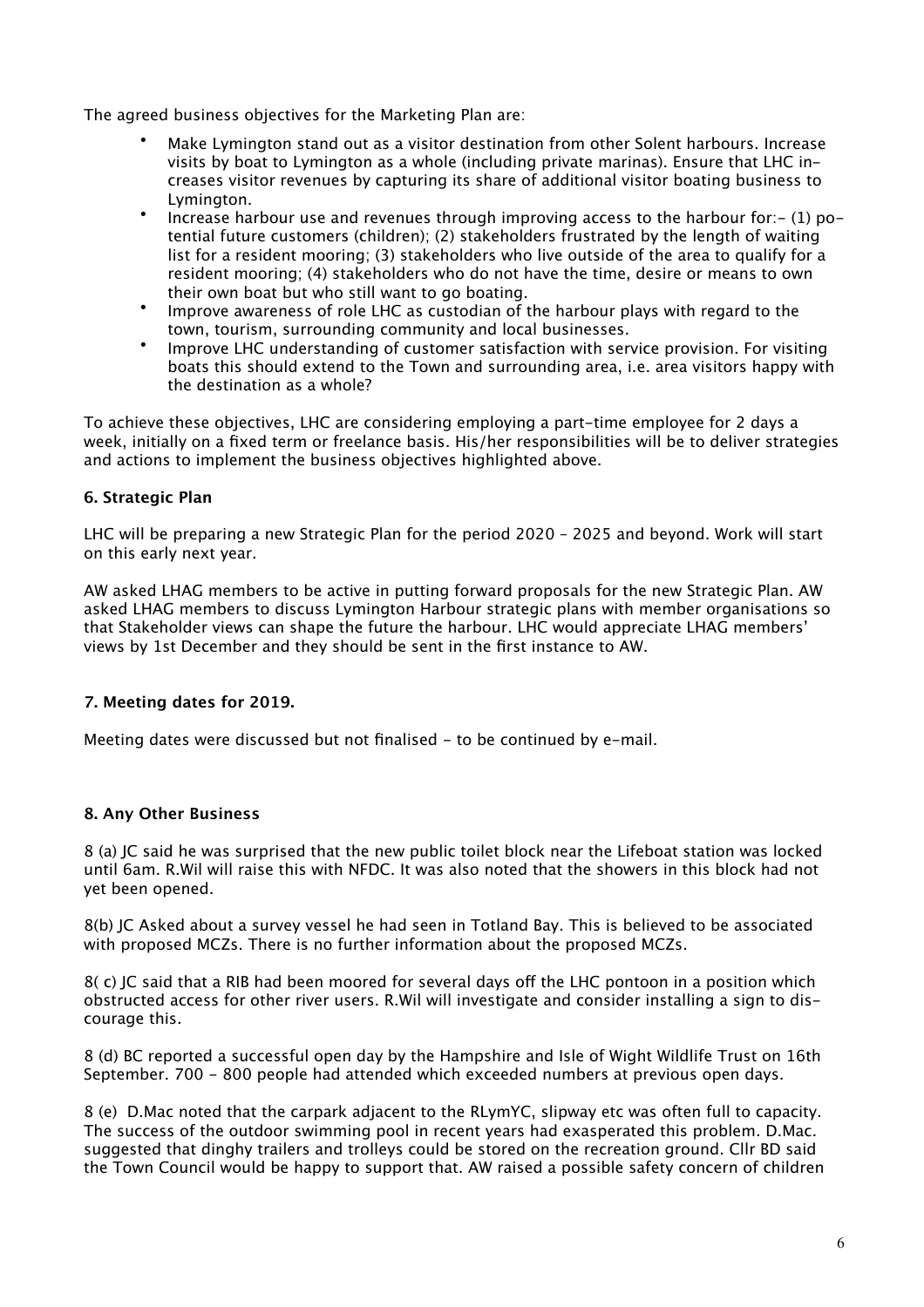The agreed business objectives for the Marketing Plan are:

- Make Lymington stand out as a visitor destination from other Solent harbours. Increase visits by boat to Lymington as a whole (including private marinas). Ensure that LHC increases visitor revenues by capturing its share of additional visitor boating business to Lymington.
- Increase harbour use and revenues through improving access to the harbour for:- (1) potential future customers (children); (2) stakeholders frustrated by the length of waiting list for a resident mooring; (3) stakeholders who live outside of the area to qualify for a resident mooring; (4) stakeholders who do not have the time, desire or means to own their own boat but who still want to go boating.
- Improve awareness of role LHC as custodian of the harbour plays with regard to the town, tourism, surrounding community and local businesses.
- Improve LHC understanding of customer satisfaction with service provision. For visiting boats this should extend to the Town and surrounding area, i.e. area visitors happy with the destination as a whole?

To achieve these objectives, LHC are considering employing a part-time employee for 2 days a week, initially on a fixed term or freelance basis. His/her responsibilities will be to deliver strategies and actions to implement the business objectives highlighted above.

### 6. Strategic Plan

LHC will be preparing a new Strategic Plan for the period 2020 – 2025 and beyond. Work will start on this early next year.

AW asked LHAG members to be active in putting forward proposals for the new Strategic Plan. AW asked LHAG members to discuss Lymington Harbour strategic plans with member organisations so that Stakeholder views can shape the future the harbour. LHC would appreciate LHAG members' views by 1st December and they should be sent in the first instance to AW.

### 7. Meeting dates for 2019.

Meeting dates were discussed but not finalised - to be continued by e-mail.

### 8. Any Other Business

8 (a) JC said he was surprised that the new public toilet block near the Lifeboat station was locked until 6am. R.Wil will raise this with NFDC. It was also noted that the showers in this block had not yet been opened.

8(b) JC Asked about a survey vessel he had seen in Totland Bay. This is believed to be associated with proposed MCZs. There is no further information about the proposed MCZs.

8( c) JC said that a RIB had been moored for several days off the LHC pontoon in a position which obstructed access for other river users. R.Wil will investigate and consider installing a sign to discourage this.

8 (d) BC reported a successful open day by the Hampshire and Isle of Wight Wildlife Trust on 16th September. 700 - 800 people had attended which exceeded numbers at previous open days.

8 (e) D.Mac noted that the carpark adjacent to the RLymYC, slipway etc was often full to capacity. The success of the outdoor swimming pool in recent years had exasperated this problem. D.Mac. suggested that dinghy trailers and trolleys could be stored on the recreation ground. Cllr BD said the Town Council would be happy to support that. AW raised a possible safety concern of children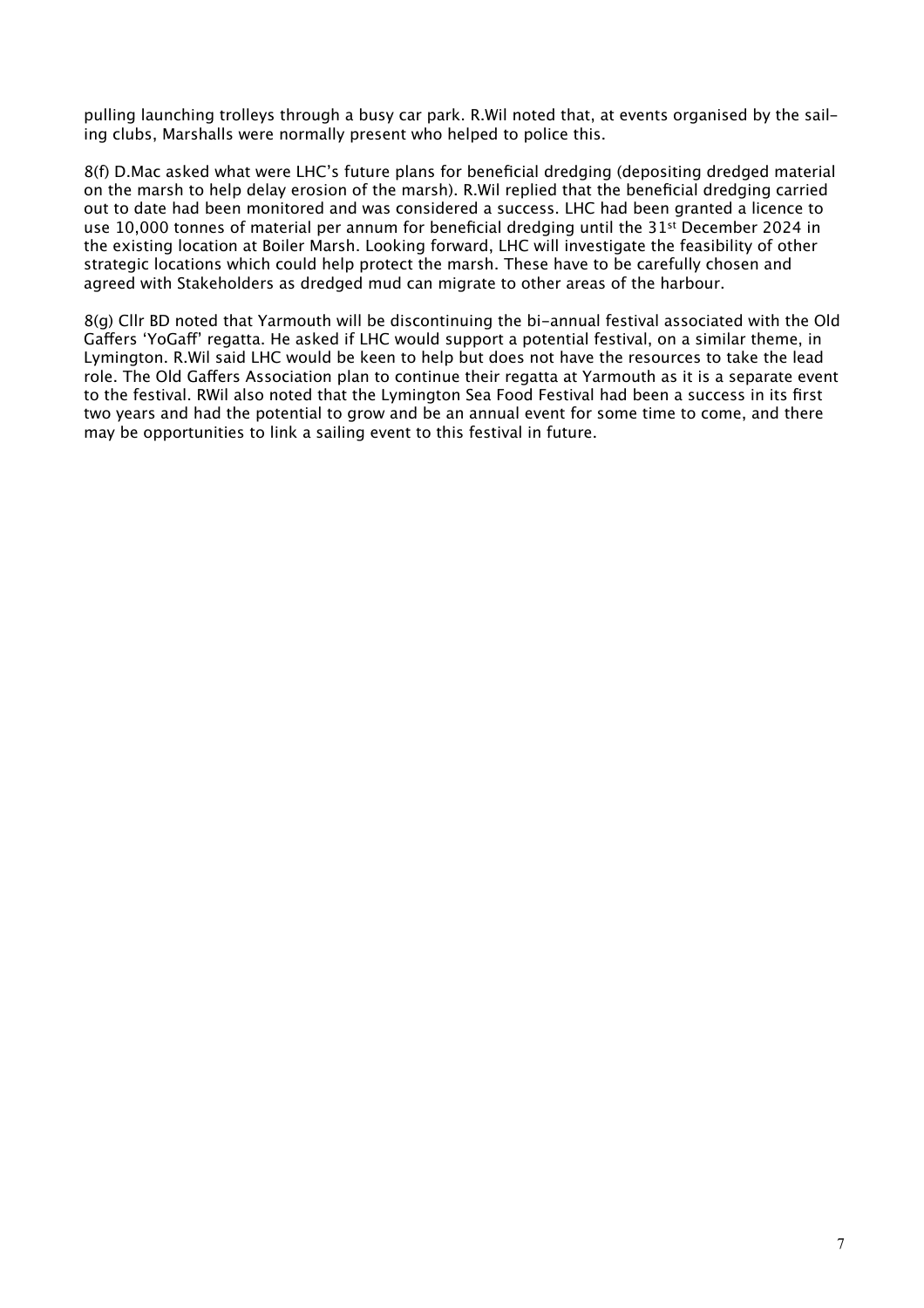pulling launching trolleys through a busy car park. R.Wil noted that, at events organised by the sailing clubs, Marshalls were normally present who helped to police this.

8(f) D.Mac asked what were LHC's future plans for beneficial dredging (depositing dredged material on the marsh to help delay erosion of the marsh). R.Wil replied that the beneficial dredging carried out to date had been monitored and was considered a success. LHC had been granted a licence to use 10,000 tonnes of material per annum for beneficial dredging until the 31st December 2024 in the existing location at Boiler Marsh. Looking forward, LHC will investigate the feasibility of other strategic locations which could help protect the marsh. These have to be carefully chosen and agreed with Stakeholders as dredged mud can migrate to other areas of the harbour.

8(g) Cllr BD noted that Yarmouth will be discontinuing the bi-annual festival associated with the Old Gaffers 'YoGaff' regatta. He asked if LHC would support a potential festival, on a similar theme, in Lymington. R.Wil said LHC would be keen to help but does not have the resources to take the lead role. The Old Gaffers Association plan to continue their regatta at Yarmouth as it is a separate event to the festival. RWil also noted that the Lymington Sea Food Festival had been a success in its first two years and had the potential to grow and be an annual event for some time to come, and there may be opportunities to link a sailing event to this festival in future.